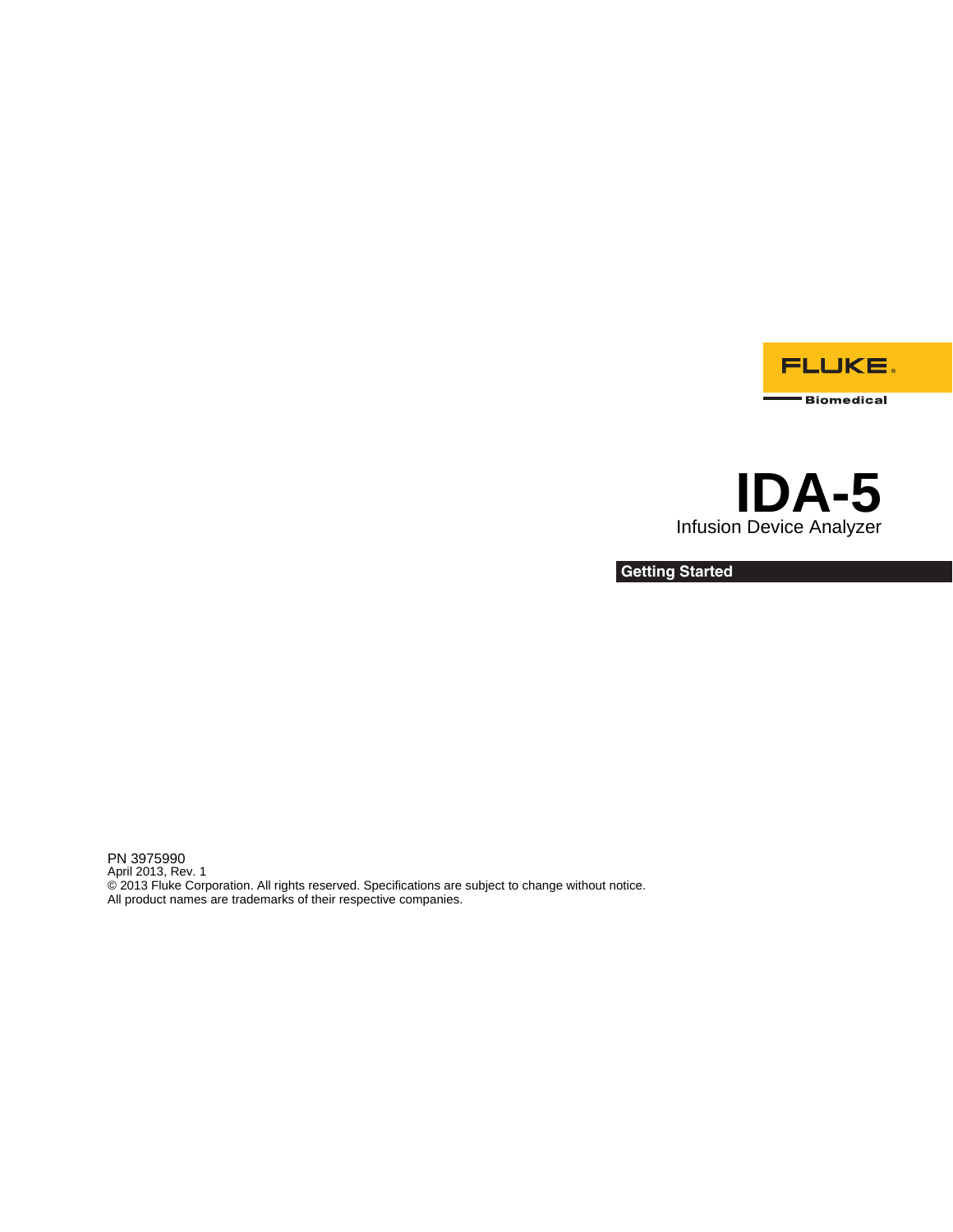FLUKE®

Biomedical

# IDA-5

Infusion Device Analyzer

## Getting Started

PN 3975990
April 2013, Rev. 1
© 2013 Fluke Corporation. All rights reserved. Specifications are subject to change without notice.
All product names are trademarks of their respective companies.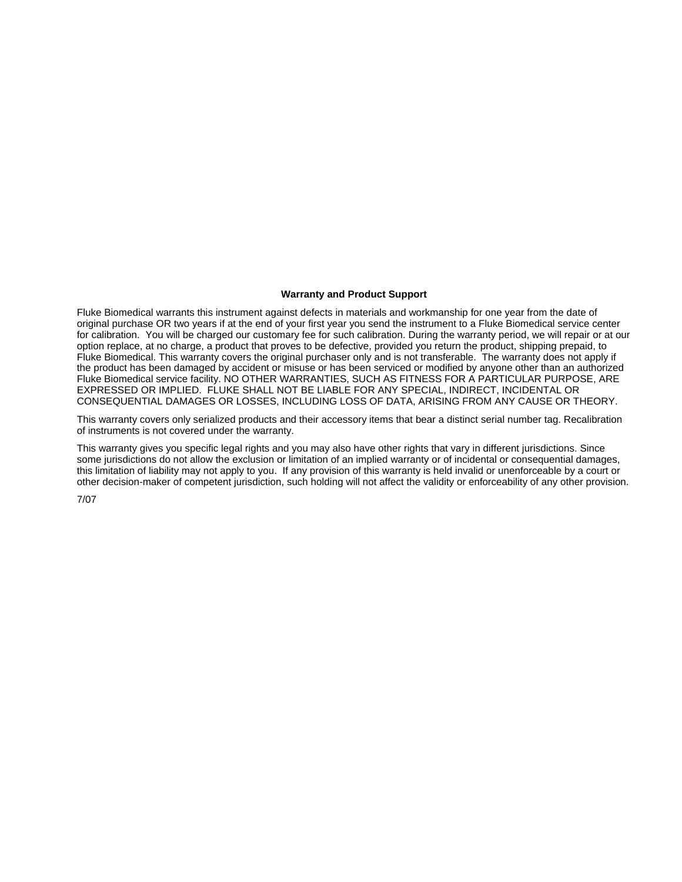## Warranty and Product Support

Fluke Biomedical warrants this instrument against defects in materials and workmanship for one year from the date of original purchase OR two years if at the end of your first year you send the instrument to a Fluke Biomedical service center for calibration. You will be charged our customary fee for such calibration. During the warranty period, we will repair or at our option replace, at no charge, a product that proves to be defective, provided you return the product, shipping prepaid, to Fluke Biomedical. This warranty covers the original purchaser only and is not transferable. The warranty does not apply if the product has been damaged by accident or misuse or has been serviced or modified by anyone other than an authorized Fluke Biomedical service facility. NO OTHER WARRANTIES, SUCH AS FITNESS FOR A PARTICULAR PURPOSE, ARE EXPRESSED OR IMPLIED. FLUKE SHALL NOT BE LIABLE FOR ANY SPECIAL, INDIRECT, INCIDENTAL OR CONSEQUENTIAL DAMAGES OR LOSSES, INCLUDING LOSS OF DATA, ARISING FROM ANY CAUSE OR THEORY.

This warranty covers only serialized products and their accessory items that bear a distinct serial number tag. Recalibration of instruments is not covered under the warranty.

This warranty gives you specific legal rights and you may also have other rights that vary in different jurisdictions. Since some jurisdictions do not allow the exclusion or limitation of an implied warranty or of incidental or consequential damages, this limitation of liability may not apply to you. If any provision of this warranty is held invalid or unenforceable by a court or other decision-maker of competent jurisdiction, such holding will not affect the validity or enforceability of any other provision.

7/07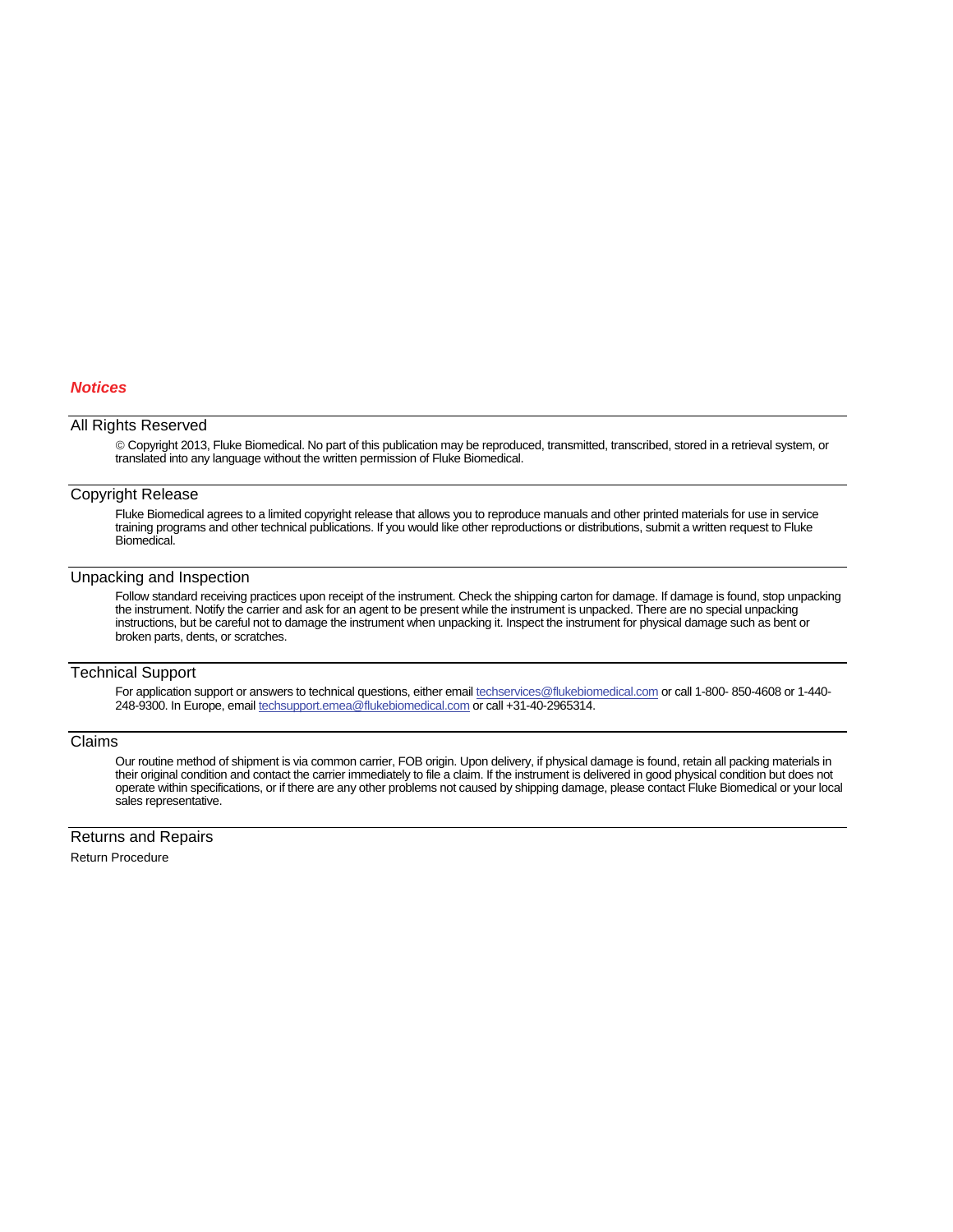***Notices***

## All Rights Reserved

© Copyright 2013, Fluke Biomedical. No part of this publication may be reproduced, transmitted, transcribed, stored in a retrieval system, or translated into any language without the written permission of Fluke Biomedical.

## Copyright Release

Fluke Biomedical agrees to a limited copyright release that allows you to reproduce manuals and other printed materials for use in service training programs and other technical publications. If you would like other reproductions or distributions, submit a written request to Fluke Biomedical.

## Unpacking and Inspection

Follow standard receiving practices upon receipt of the instrument. Check the shipping carton for damage. If damage is found, stop unpacking the instrument. Notify the carrier and ask for an agent to be present while the instrument is unpacked. There are no special unpacking instructions, but be careful not to damage the instrument when unpacking it. Inspect the instrument for physical damage such as bent or broken parts, dents, or scratches.

## Technical Support

For application support or answers to technical questions, either email techservices@flukebiomedical.com or call 1-800- 850-4608 or 1-440-248-9300. In Europe, email techsupport.emea@flukebiomedical.com or call +31-40-2965314.

## Claims

Our routine method of shipment is via common carrier, FOB origin. Upon delivery, if physical damage is found, retain all packing materials in their original condition and contact the carrier immediately to file a claim. If the instrument is delivered in good physical condition but does not operate within specifications, or if there are any other problems not caused by shipping damage, please contact Fluke Biomedical or your local sales representative.

## Returns and Repairs

### Return Procedure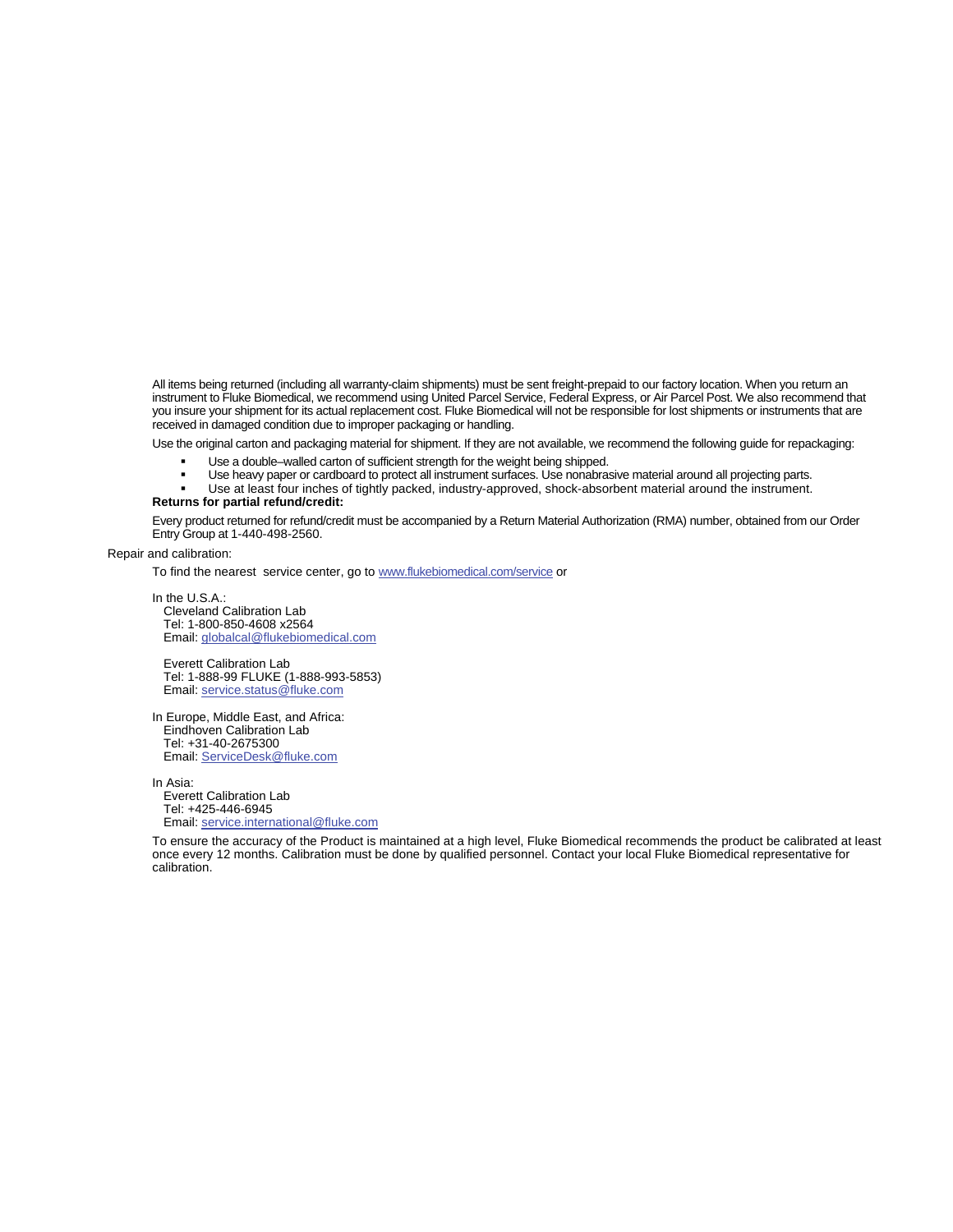All items being returned (including all warranty-claim shipments) must be sent freight-prepaid to our factory location. When you return an instrument to Fluke Biomedical, we recommend using United Parcel Service, Federal Express, or Air Parcel Post. We also recommend that you insure your shipment for its actual replacement cost. Fluke Biomedical will not be responsible for lost shipments or instruments that are received in damaged condition due to improper packaging or handling.

Use the original carton and packaging material for shipment. If they are not available, we recommend the following guide for repackaging:

- Use a double–walled carton of sufficient strength for the weight being shipped.
- Use heavy paper or cardboard to protect all instrument surfaces. Use nonabrasive material around all projecting parts.
- Use at least four inches of tightly packed, industry-approved, shock-absorbent material around the instrument.

**Returns for partial refund/credit:**

Every product returned for refund/credit must be accompanied by a Return Material Authorization (RMA) number, obtained from our Order Entry Group at 1-440-498-2560.

Repair and calibration:

To find the nearest service center, go to www.flukebiomedical.com/service or

In the U.S.A.:
Cleveland Calibration Lab
Tel: 1-800-850-4608 x2564
Email: globalcal@flukebiomedical.com

Everett Calibration Lab
Tel: 1-888-99 FLUKE (1-888-993-5853)
Email: service.status@fluke.com

In Europe, Middle East, and Africa:
Eindhoven Calibration Lab
Tel: +31-40-2675300
Email: ServiceDesk@fluke.com

In Asia:
Everett Calibration Lab
Tel: +425-446-6945
Email: service.international@fluke.com

To ensure the accuracy of the Product is maintained at a high level, Fluke Biomedical recommends the product be calibrated at least once every 12 months. Calibration must be done by qualified personnel. Contact your local Fluke Biomedical representative for calibration.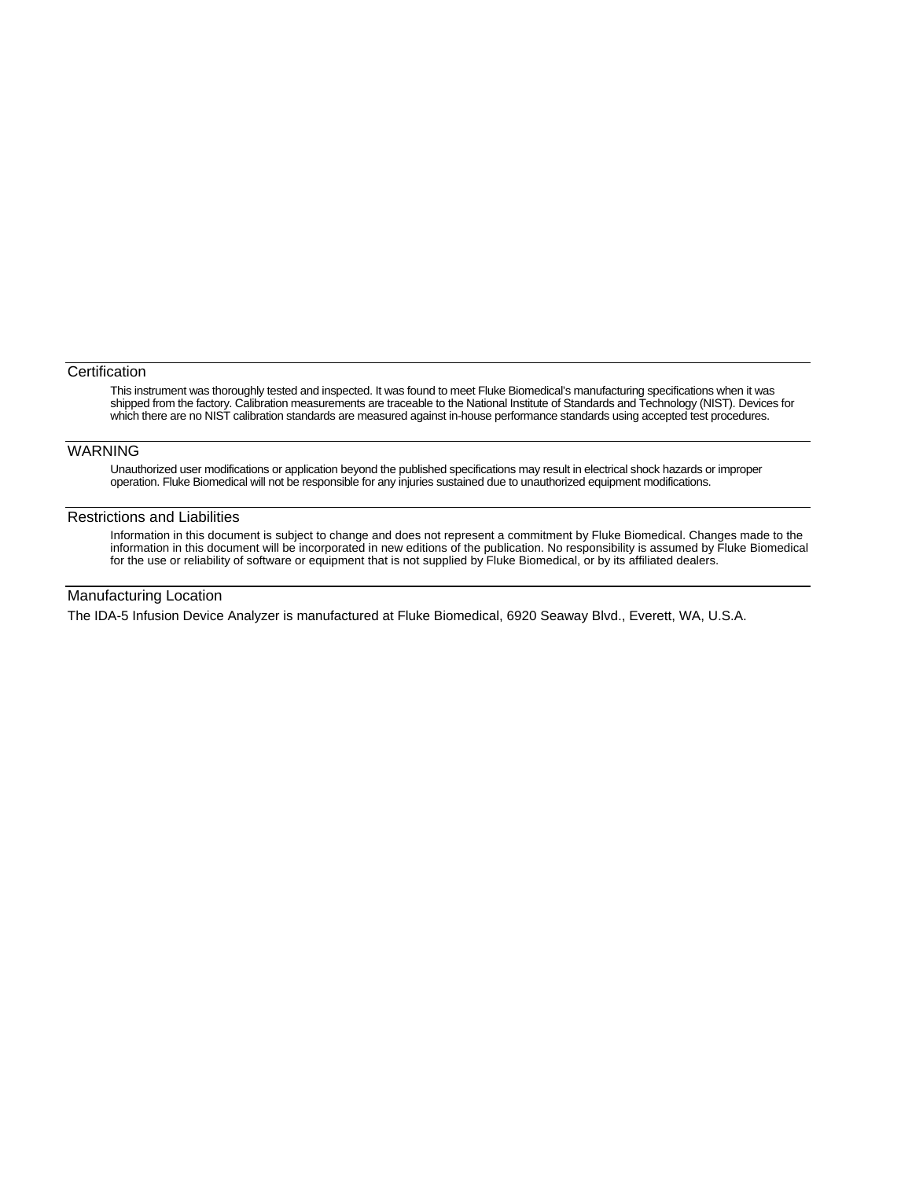## Certification

This instrument was thoroughly tested and inspected. It was found to meet Fluke Biomedical's manufacturing specifications when it was shipped from the factory. Calibration measurements are traceable to the National Institute of Standards and Technology (NIST). Devices for which there are no NIST calibration standards are measured against in-house performance standards using accepted test procedures.

## WARNING

Unauthorized user modifications or application beyond the published specifications may result in electrical shock hazards or improper operation. Fluke Biomedical will not be responsible for any injuries sustained due to unauthorized equipment modifications.

## Restrictions and Liabilities

Information in this document is subject to change and does not represent a commitment by Fluke Biomedical. Changes made to the information in this document will be incorporated in new editions of the publication. No responsibility is assumed by Fluke Biomedical for the use or reliability of software or equipment that is not supplied by Fluke Biomedical, or by its affiliated dealers.

## Manufacturing Location

The IDA-5 Infusion Device Analyzer is manufactured at Fluke Biomedical, 6920 Seaway Blvd., Everett, WA, U.S.A.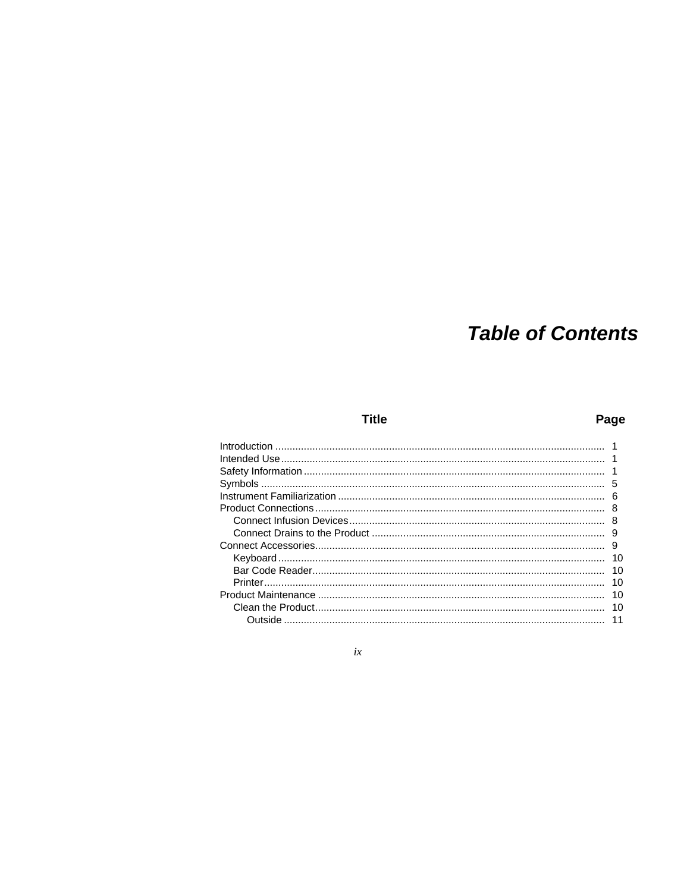# Table of Contents

| Title | Page |
|---|---|
| Introduction | 1 |
| Intended Use | 1 |
| Safety Information | 1 |
| Symbols | 5 |
| Instrument Familiarization | 6 |
| Product Connections | 8 |
| Connect Infusion Devices | 8 |
| Connect Drains to the Product | 9 |
| Connect Accessories | 9 |
| Keyboard | 10 |
| Bar Code Reader | 10 |
| Printer | 10 |
| Product Maintenance | 10 |
| Clean the Product | 10 |
| Outside | 11 |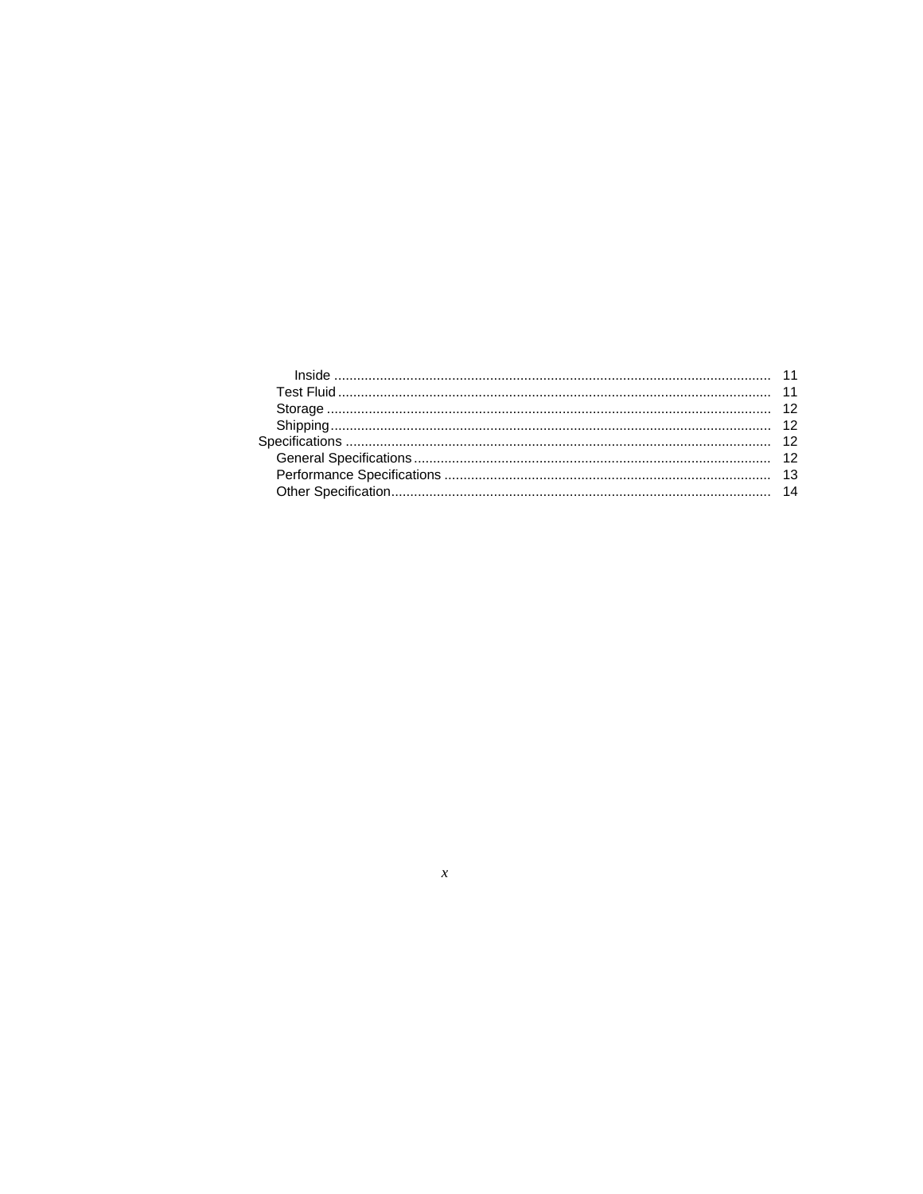- Inside ........................................................................................................ 11
- Test Fluid ........................................................................................................ 11
- Storage ........................................................................................................ 12
- Shipping ........................................................................................................ 12

Specifications ........................................................................................................ 12

- General Specifications ........................................................................................................ 12
- Performance Specifications ........................................................................................................ 13
- Other Specification ........................................................................................................ 14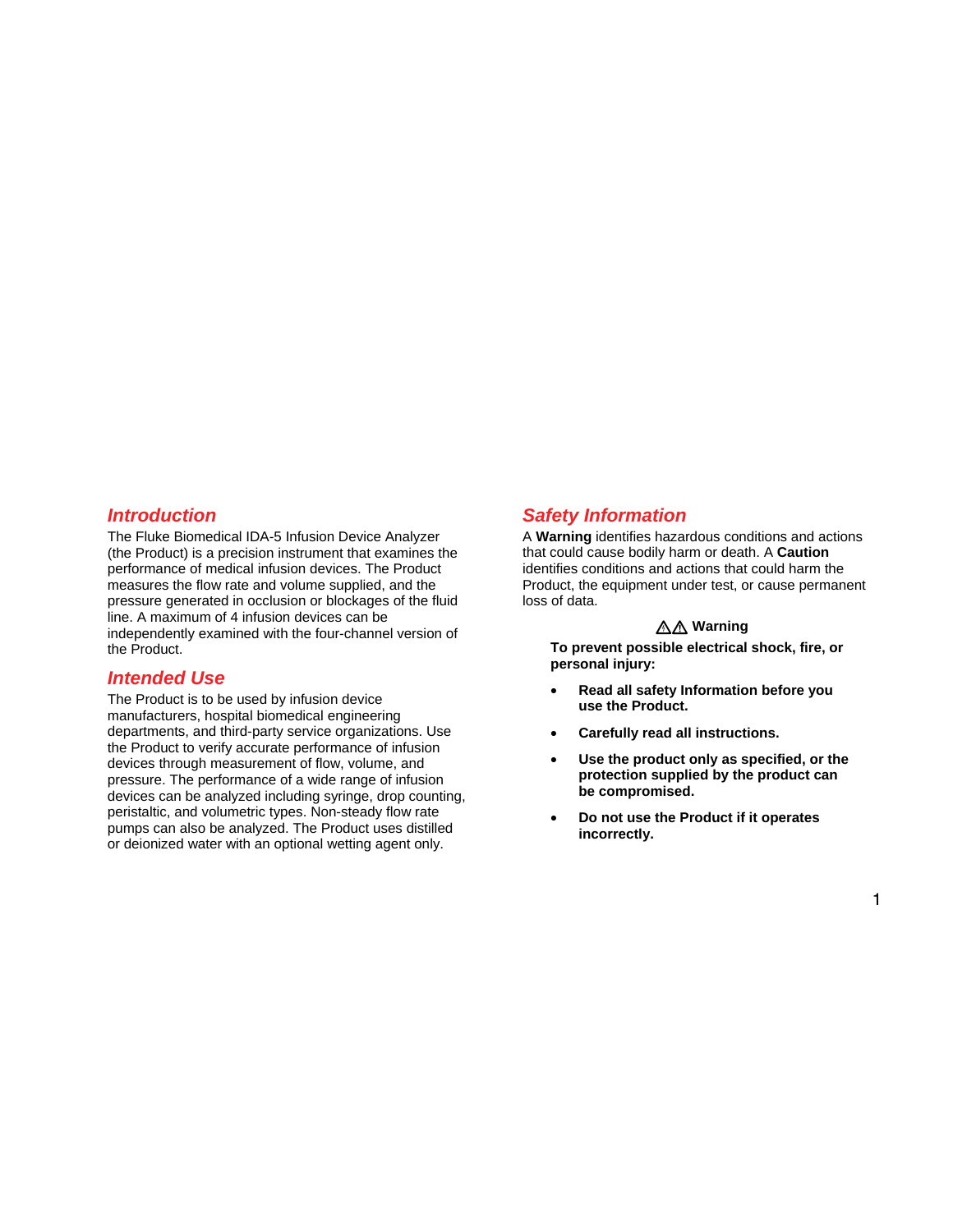## Introduction

The Fluke Biomedical IDA-5 Infusion Device Analyzer (the Product) is a precision instrument that examines the performance of medical infusion devices. The Product measures the flow rate and volume supplied, and the pressure generated in occlusion or blockages of the fluid line. A maximum of 4 infusion devices can be independently examined with the four-channel version of the Product.

## Intended Use

The Product is to be used by infusion device manufacturers, hospital biomedical engineering departments, and third-party service organizations. Use the Product to verify accurate performance of infusion devices through measurement of flow, volume, and pressure. The performance of a wide range of infusion devices can be analyzed including syringe, drop counting, peristaltic, and volumetric types. Non-steady flow rate pumps can also be analyzed. The Product uses distilled or deionized water with an optional wetting agent only.

## Safety Information

A **Warning** identifies hazardous conditions and actions that could cause bodily harm or death. A **Caution** identifies conditions and actions that could harm the Product, the equipment under test, or cause permanent loss of data.

**⚠⚠ Warning**

**To prevent possible electrical shock, fire, or personal injury:**

- **Read all safety Information before you use the Product.**
- **Carefully read all instructions.**
- **Use the product only as specified, or the protection supplied by the product can be compromised.**
- **Do not use the Product if it operates incorrectly.**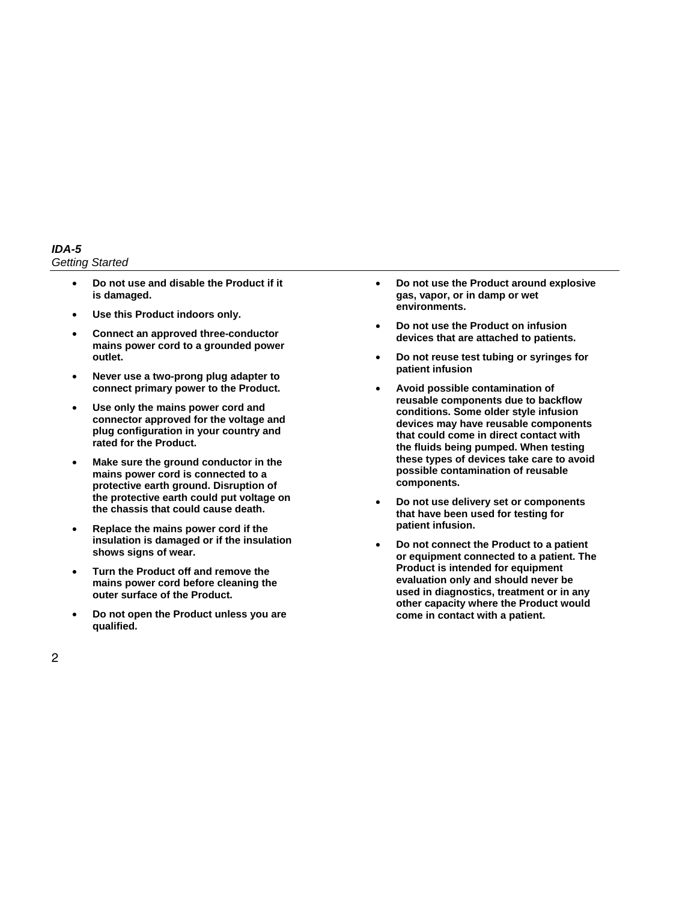- **Do not use and disable the Product if it is damaged.**
- **Use this Product indoors only.**
- **Connect an approved three-conductor mains power cord to a grounded power outlet.**
- **Never use a two-prong plug adapter to connect primary power to the Product.**
- **Use only the mains power cord and connector approved for the voltage and plug configuration in your country and rated for the Product.**
- **Make sure the ground conductor in the mains power cord is connected to a protective earth ground. Disruption of the protective earth could put voltage on the chassis that could cause death.**
- **Replace the mains power cord if the insulation is damaged or if the insulation shows signs of wear.**
- **Turn the Product off and remove the mains power cord before cleaning the outer surface of the Product.**
- **Do not open the Product unless you are qualified.**
- **Do not use the Product around explosive gas, vapor, or in damp or wet environments.**
- **Do not use the Product on infusion devices that are attached to patients.**
- **Do not reuse test tubing or syringes for patient infusion**
- **Avoid possible contamination of reusable components due to backflow conditions. Some older style infusion devices may have reusable components that could come in direct contact with the fluids being pumped. When testing these types of devices take care to avoid possible contamination of reusable components.**
- **Do not use delivery set or components that have been used for testing for patient infusion.**
- **Do not connect the Product to a patient or equipment connected to a patient. The Product is intended for equipment evaluation only and should never be used in diagnostics, treatment or in any other capacity where the Product would come in contact with a patient.**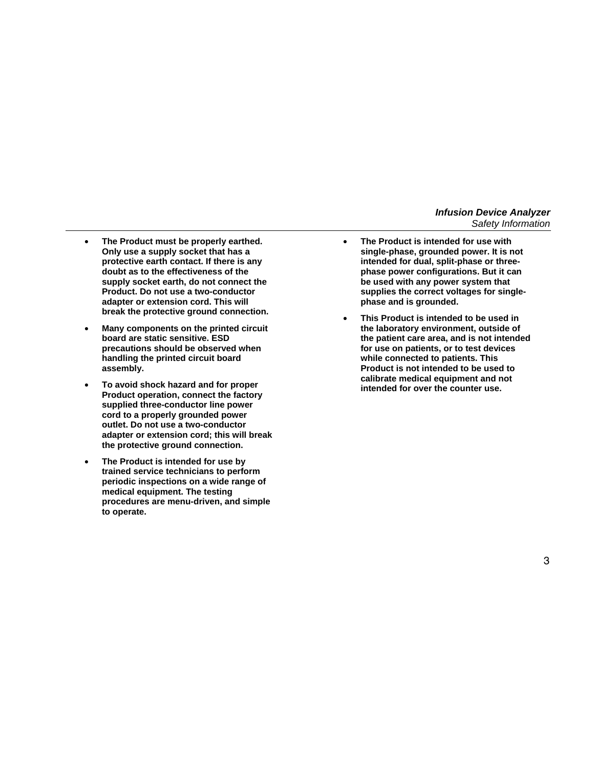- **The Product must be properly earthed. Only use a supply socket that has a protective earth contact. If there is any doubt as to the effectiveness of the supply socket earth, do not connect the Product. Do not use a two-conductor adapter or extension cord. This will break the protective ground connection.**

- **Many components on the printed circuit board are static sensitive. ESD precautions should be observed when handling the printed circuit board assembly.**

- **To avoid shock hazard and for proper Product operation, connect the factory supplied three-conductor line power cord to a properly grounded power outlet. Do not use a two-conductor adapter or extension cord; this will break the protective ground connection.**

- **The Product is intended for use by trained service technicians to perform periodic inspections on a wide range of medical equipment. The testing procedures are menu-driven, and simple to operate.**

- **The Product is intended for use with single-phase, grounded power. It is not intended for dual, split-phase or three-phase power configurations. But it can be used with any power system that supplies the correct voltages for single-phase and is grounded.**

- **This Product is intended to be used in the laboratory environment, outside of the patient care area, and is not intended for use on patients, or to test devices while connected to patients. This Product is not intended to be used to calibrate medical equipment and not intended for over the counter use.**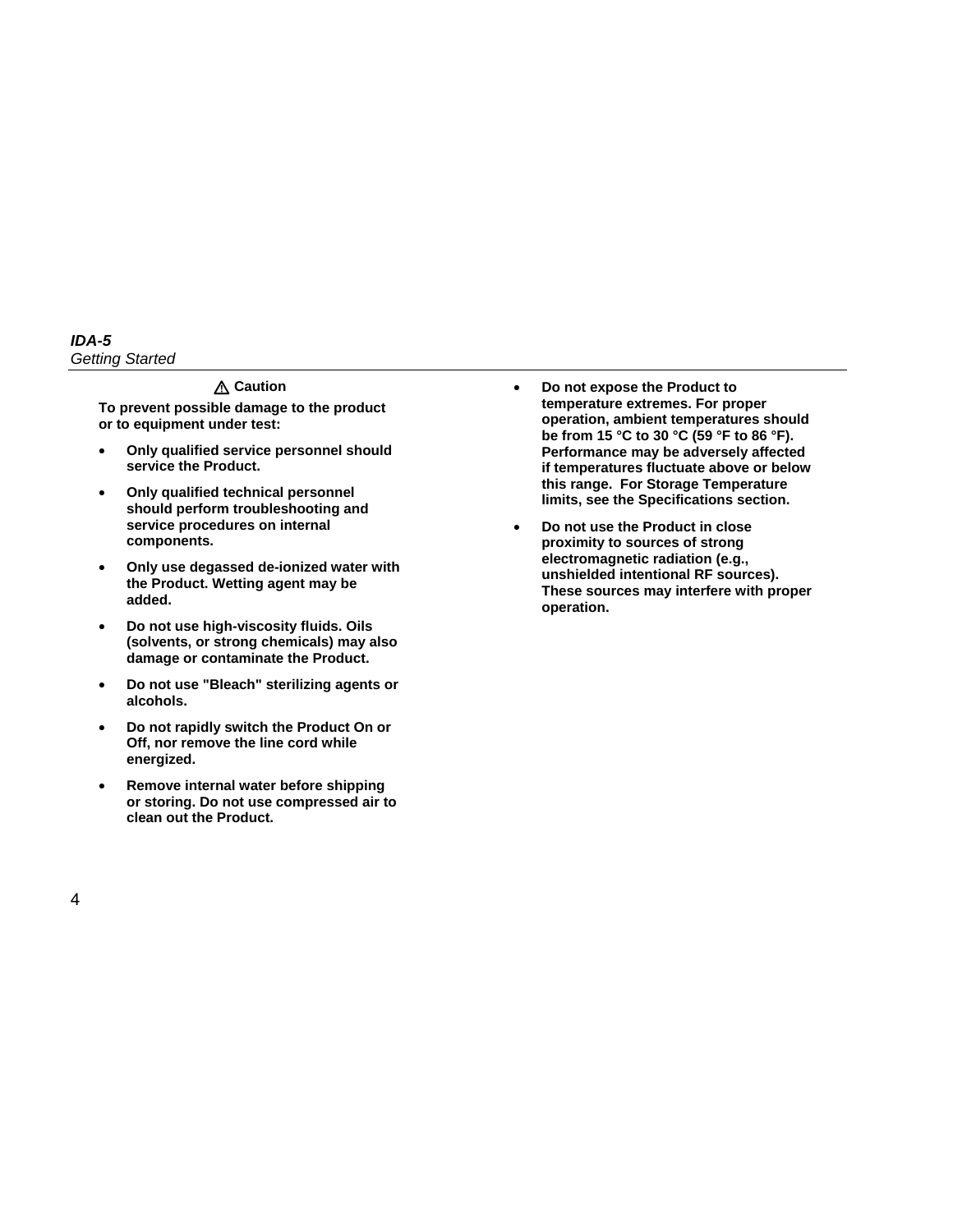**⚠ Caution**

**To prevent possible damage to the product or to equipment under test:**

- **Only qualified service personnel should service the Product.**
- **Only qualified technical personnel should perform troubleshooting and service procedures on internal components.**
- **Only use degassed de-ionized water with the Product. Wetting agent may be added.**
- **Do not use high-viscosity fluids. Oils (solvents, or strong chemicals) may also damage or contaminate the Product.**
- **Do not use "Bleach" sterilizing agents or alcohols.**
- **Do not rapidly switch the Product On or Off, nor remove the line cord while energized.**
- **Remove internal water before shipping or storing. Do not use compressed air to clean out the Product.**
- **Do not expose the Product to temperature extremes. For proper operation, ambient temperatures should be from 15 °C to 30 °C (59 °F to 86 °F). Performance may be adversely affected if temperatures fluctuate above or below this range. For Storage Temperature limits, see the Specifications section.**
- **Do not use the Product in close proximity to sources of strong electromagnetic radiation (e.g., unshielded intentional RF sources). These sources may interfere with proper operation.**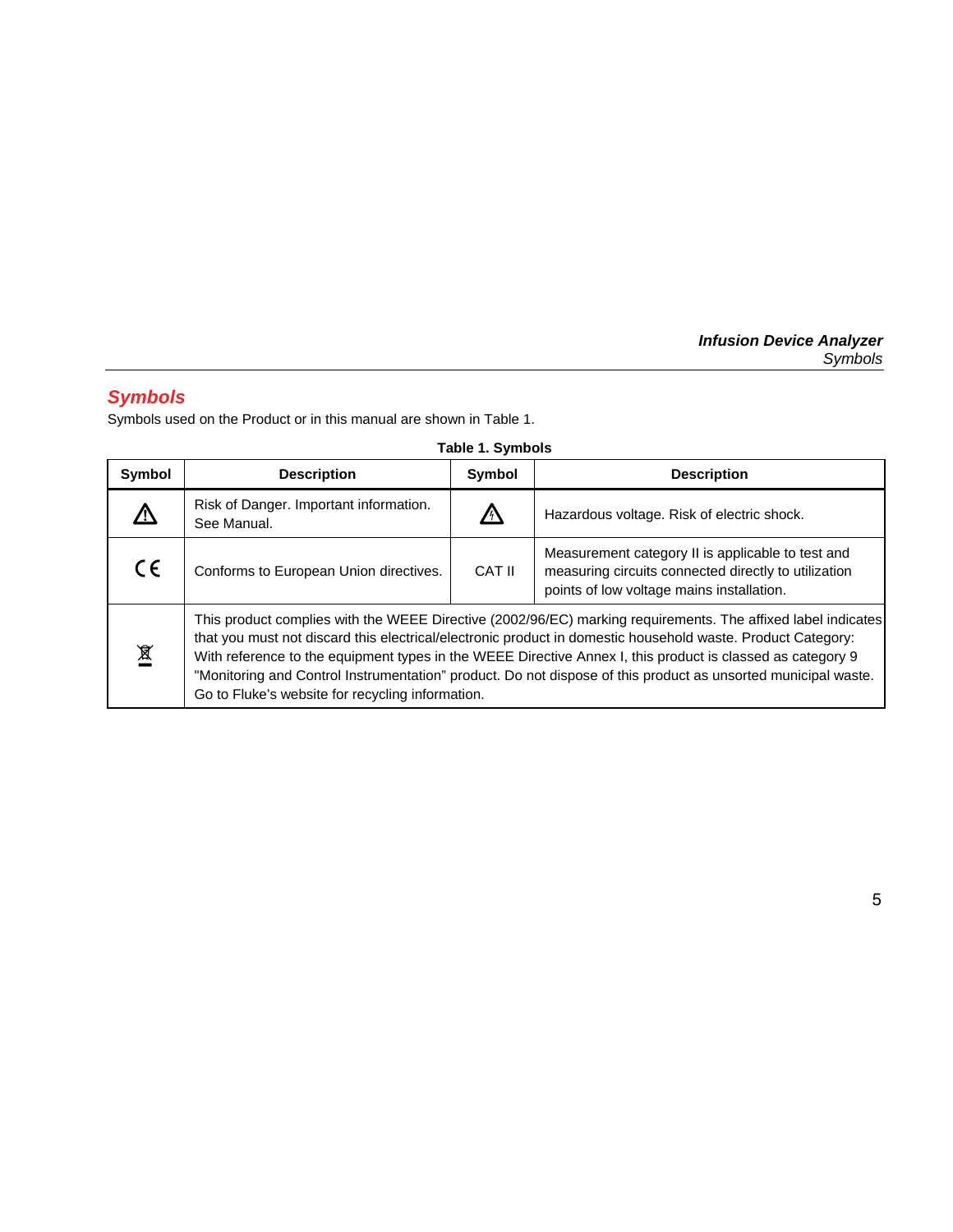## Symbols

Symbols used on the Product or in this manual are shown in Table 1.

**Table 1. Symbols**

| Symbol | Description | Symbol | Description |
|---|---|---|---|
| ⚠ | Risk of Danger. Important information. See Manual. | ⚡ | Hazardous voltage. Risk of electric shock. |
| CE | Conforms to European Union directives. | CAT II | Measurement category II is applicable to test and measuring circuits connected directly to utilization points of low voltage mains installation. |
| 🗑 | This product complies with the WEEE Directive (2002/96/EC) marking requirements. The affixed label indicates that you must not discard this electrical/electronic product in domestic household waste. Product Category: With reference to the equipment types in the WEEE Directive Annex I, this product is classed as category 9 "Monitoring and Control Instrumentation" product. Do not dispose of this product as unsorted municipal waste. Go to Fluke's website for recycling information. | | |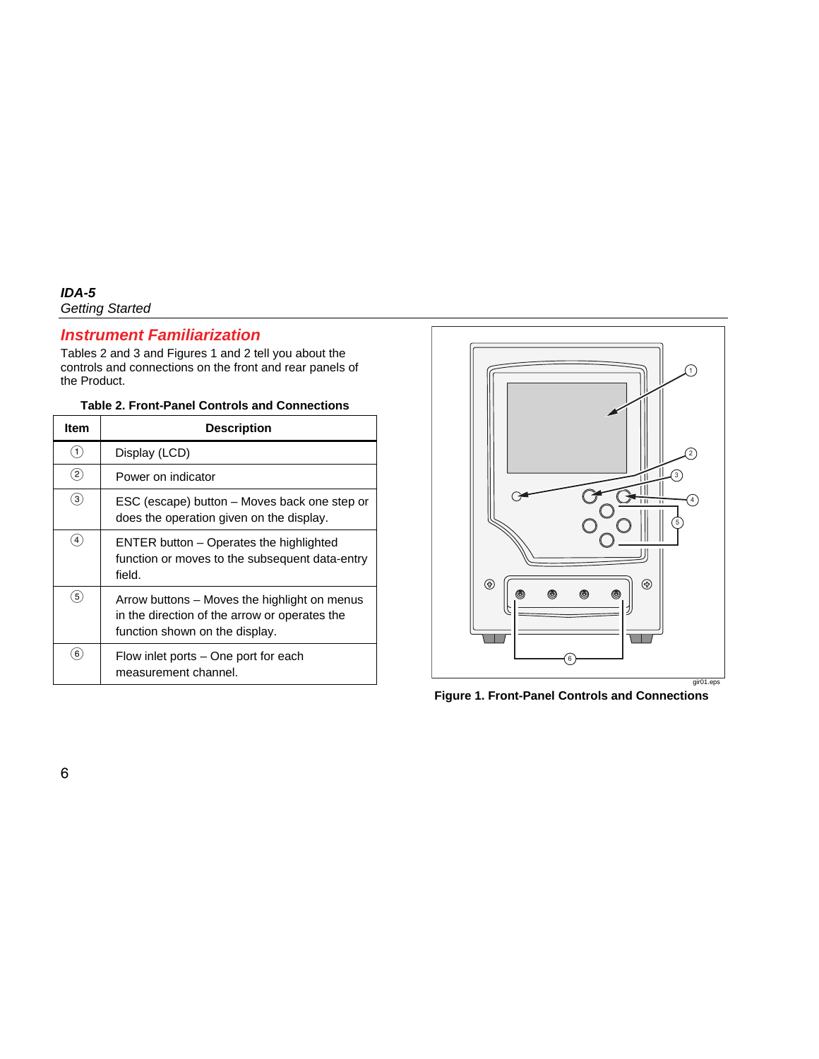## Instrument Familiarization

Tables 2 and 3 and Figures 1 and 2 tell you about the controls and connections on the front and rear panels of the Product.

**Table 2. Front-Panel Controls and Connections**

| Item | Description |
| --- | --- |
| ① | Display (LCD) |
| ② | Power on indicator |
| ③ | ESC (escape) button – Moves back one step or does the operation given on the display. |
| ④ | ENTER button – Operates the highlighted function or moves to the subsequent data-entry field. |
| ⑤ | Arrow buttons – Moves the highlight on menus in the direction of the arrow or operates the function shown on the display. |
| ⑥ | Flow inlet ports – One port for each measurement channel. |

**Figure 1. Front-Panel Controls and Connections**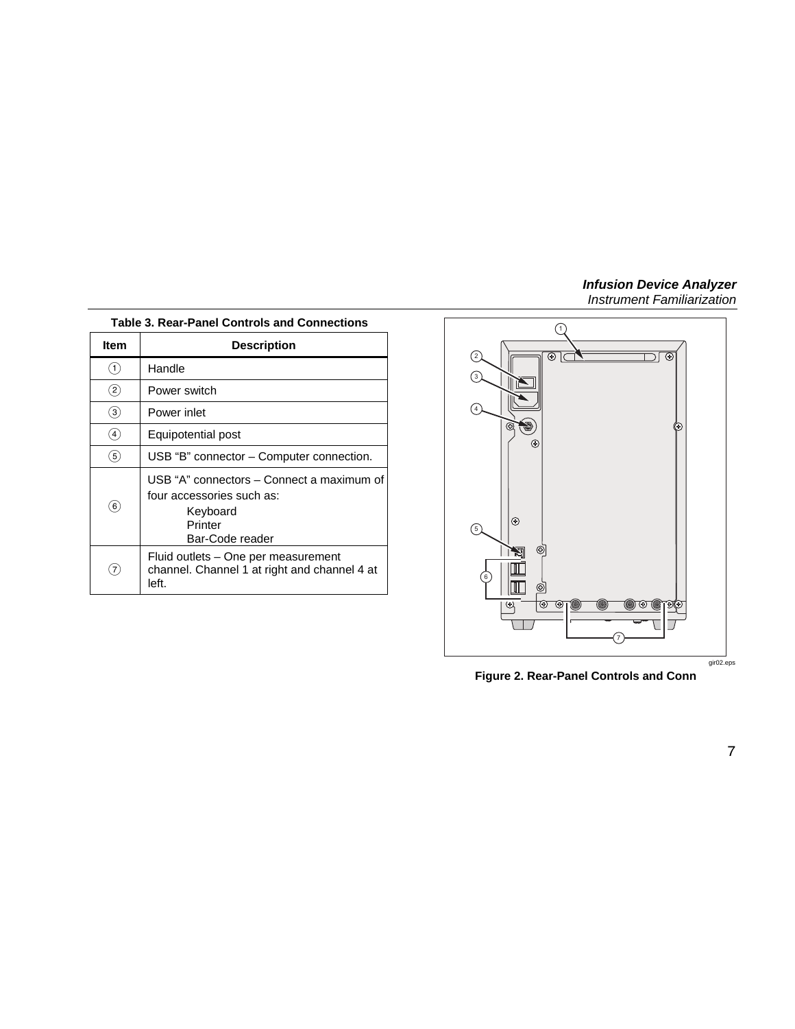**Table 3. Rear-Panel Controls and Connections**

| Item | Description |
| --- | --- |
| ① | Handle |
| ② | Power switch |
| ③ | Power inlet |
| ④ | Equipotential post |
| ⑤ | USB "B" connector – Computer connection. |
| ⑥ | USB "A" connectors – Connect a maximum of four accessories such as: Keyboard, Printer, Bar-Code reader |
| ⑦ | Fluid outlets – One per measurement channel. Channel 1 at right and channel 4 at left. |

gir02.eps

**Figure 2. Rear-Panel Controls and Conn**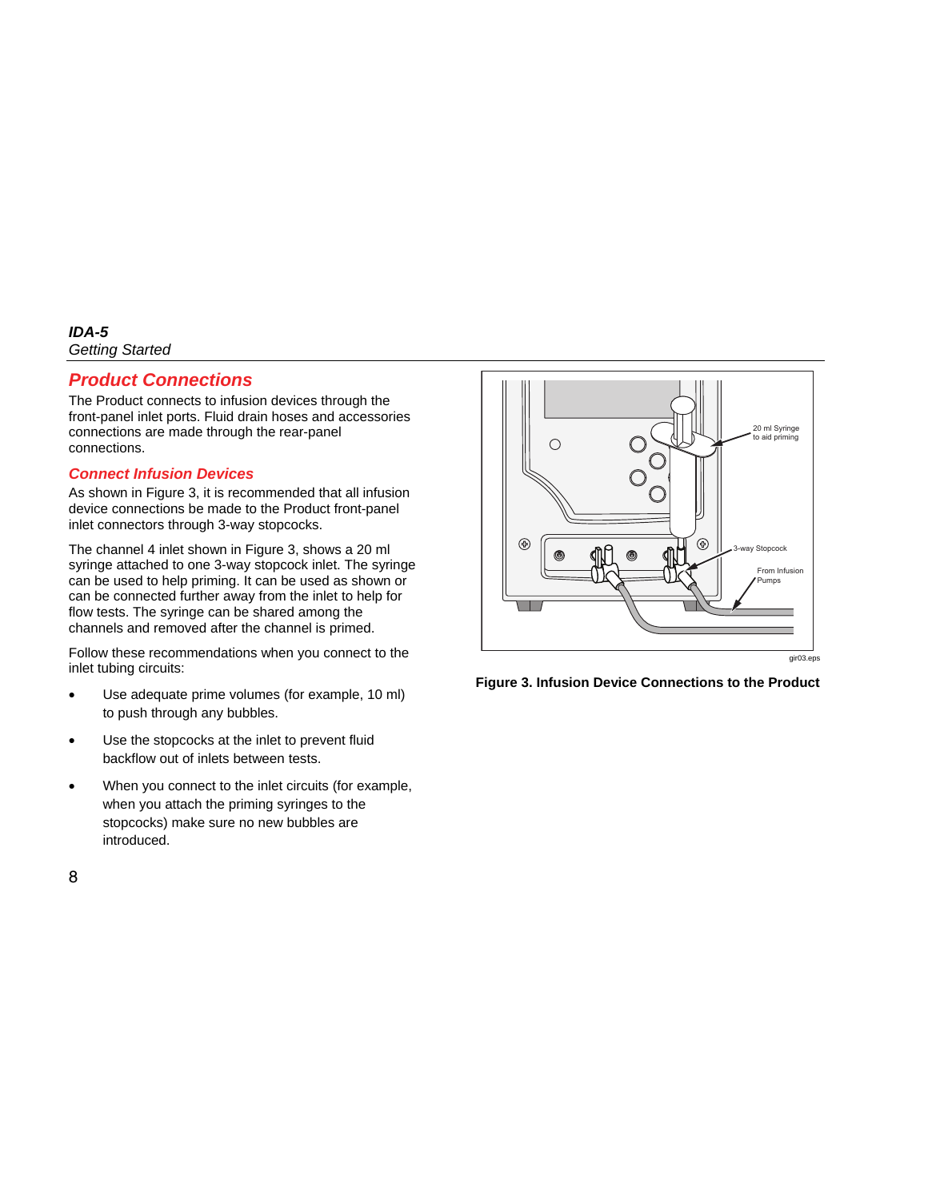## Product Connections

The Product connects to infusion devices through the front-panel inlet ports. Fluid drain hoses and accessories connections are made through the rear-panel connections.

### Connect Infusion Devices

As shown in Figure 3, it is recommended that all infusion device connections be made to the Product front-panel inlet connectors through 3-way stopcocks.

The channel 4 inlet shown in Figure 3, shows a 20 ml syringe attached to one 3-way stopcock inlet. The syringe can be used to help priming. It can be used as shown or can be connected further away from the inlet to help for flow tests. The syringe can be shared among the channels and removed after the channel is primed.

Follow these recommendations when you connect to the inlet tubing circuits:

- Use adequate prime volumes (for example, 10 ml) to push through any bubbles.
- Use the stopcocks at the inlet to prevent fluid backflow out of inlets between tests.
- When you connect to the inlet circuits (for example, when you attach the priming syringes to the stopcocks) make sure no new bubbles are introduced.

20 ml Syringe to aid priming

3-way Stopcock

From Infusion Pumps

gir03.eps

**Figure 3. Infusion Device Connections to the Product**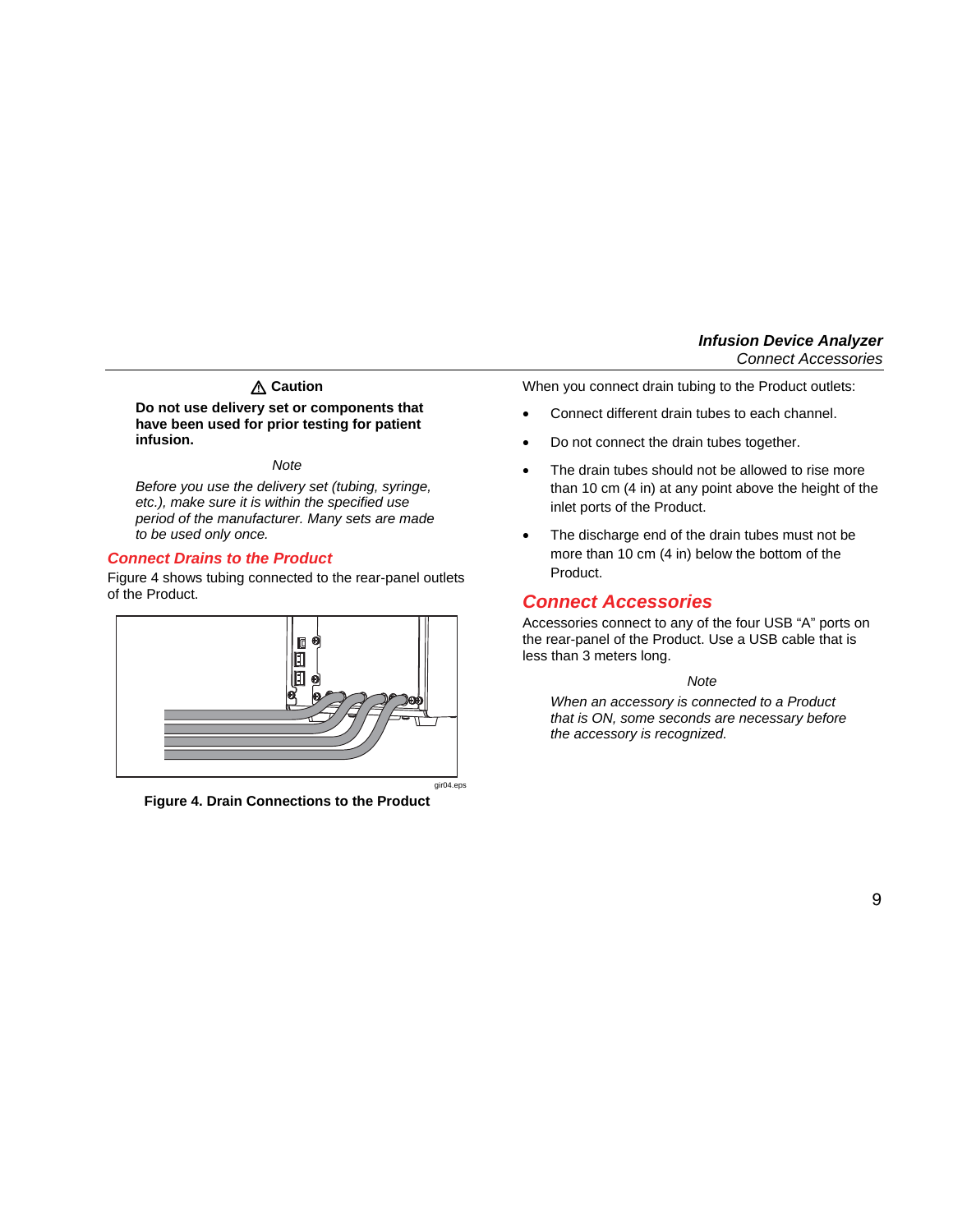**⚠ Caution**

**Do not use delivery set or components that have been used for prior testing for patient infusion.**

*Note*

*Before you use the delivery set (tubing, syringe, etc.), make sure it is within the specified use period of the manufacturer. Many sets are made to be used only once.*

## Connect Drains to the Product

Figure 4 shows tubing connected to the rear-panel outlets of the Product.

gir04.eps

**Figure 4. Drain Connections to the Product**

When you connect drain tubing to the Product outlets:

- Connect different drain tubes to each channel.
- Do not connect the drain tubes together.
- The drain tubes should not be allowed to rise more than 10 cm (4 in) at any point above the height of the inlet ports of the Product.
- The discharge end of the drain tubes must not be more than 10 cm (4 in) below the bottom of the Product.

## Connect Accessories

Accessories connect to any of the four USB "A" ports on the rear-panel of the Product. Use a USB cable that is less than 3 meters long.

*Note*

*When an accessory is connected to a Product that is ON, some seconds are necessary before the accessory is recognized.*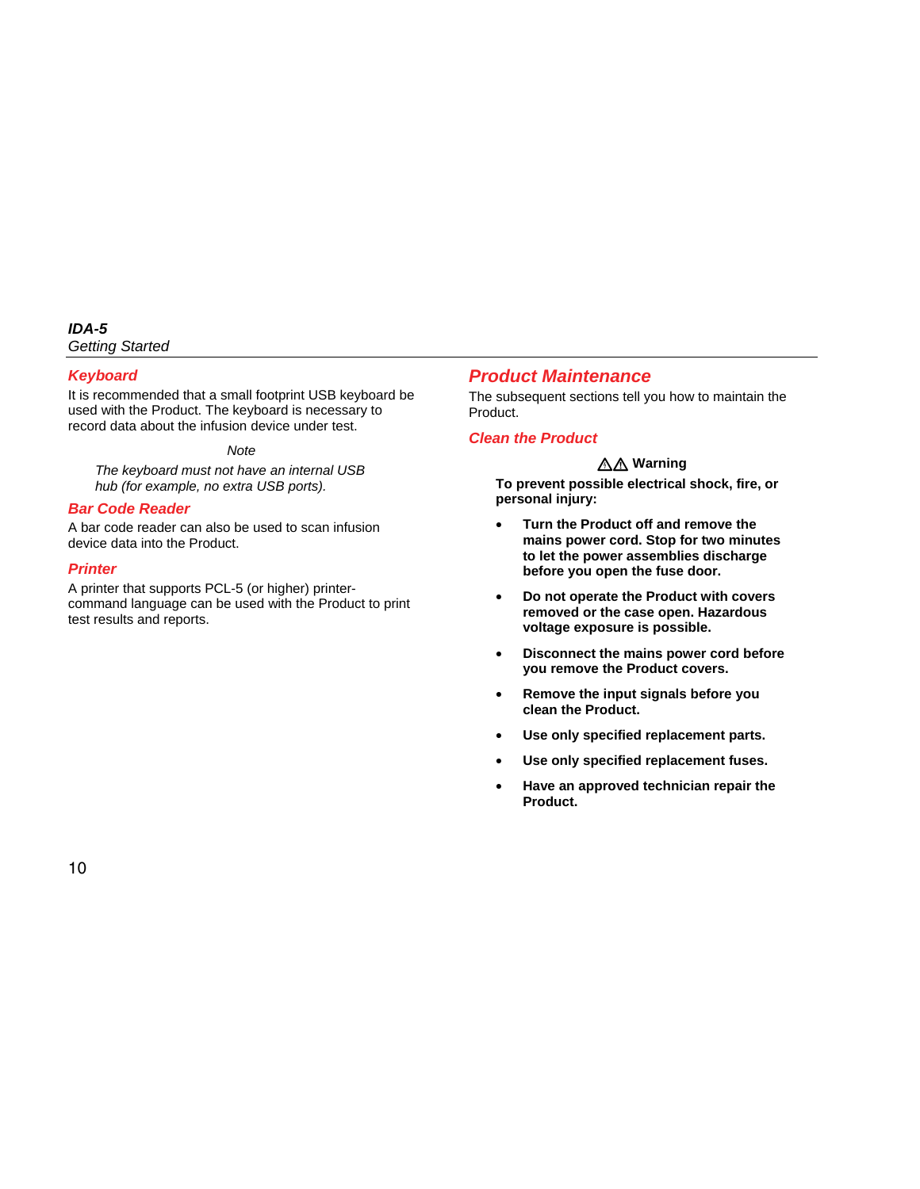### Keyboard

It is recommended that a small footprint USB keyboard be used with the Product. The keyboard is necessary to record data about the infusion device under test.

*Note*

*The keyboard must not have an internal USB hub (for example, no extra USB ports).*

### Bar Code Reader

A bar code reader can also be used to scan infusion device data into the Product.

### Printer

A printer that supports PCL-5 (or higher) printer-command language can be used with the Product to print test results and reports.

## Product Maintenance

The subsequent sections tell you how to maintain the Product.

### Clean the Product

**⚠⚠ Warning**

**To prevent possible electrical shock, fire, or personal injury:**

- **Turn the Product off and remove the mains power cord. Stop for two minutes to let the power assemblies discharge before you open the fuse door.**
- **Do not operate the Product with covers removed or the case open. Hazardous voltage exposure is possible.**
- **Disconnect the mains power cord before you remove the Product covers.**
- **Remove the input signals before you clean the Product.**
- **Use only specified replacement parts.**
- **Use only specified replacement fuses.**
- **Have an approved technician repair the Product.**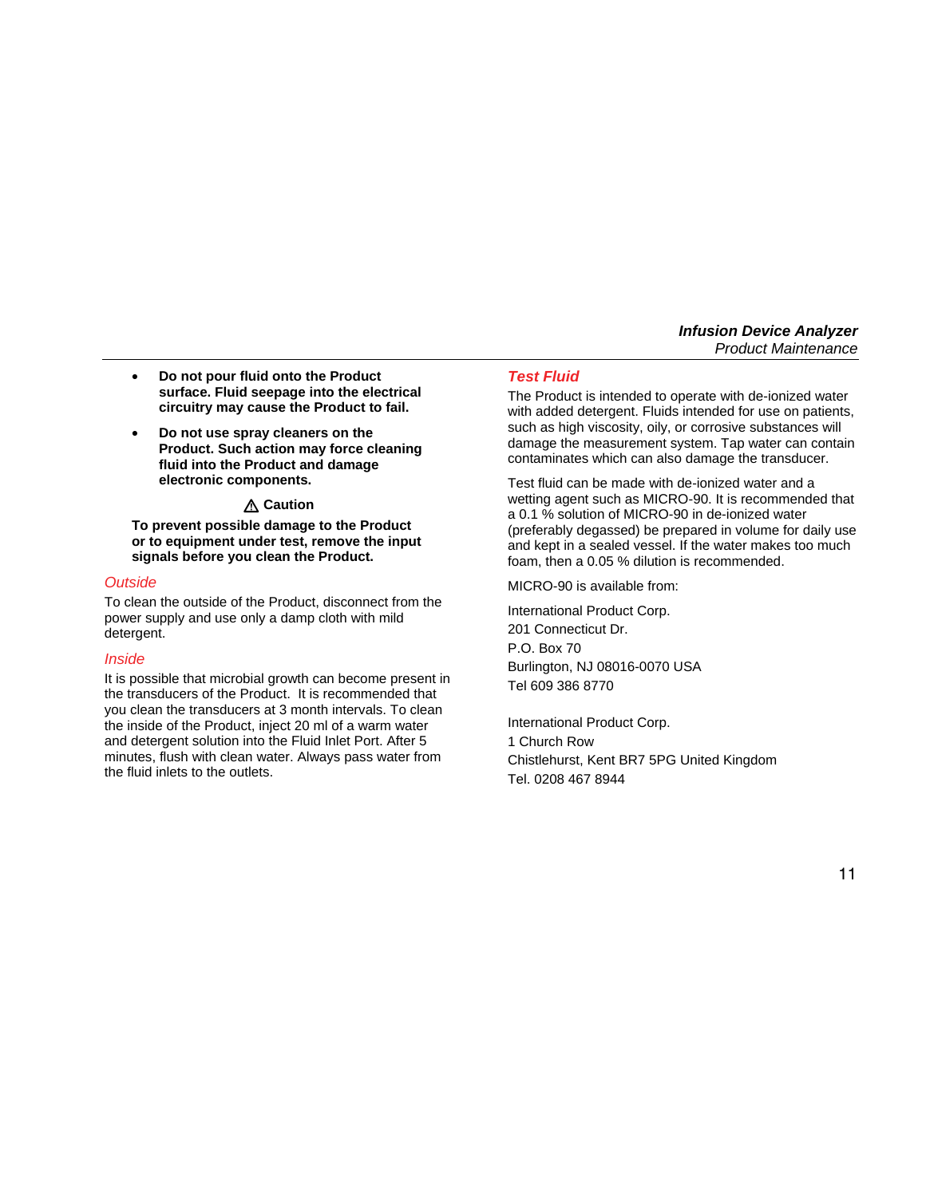- **Do not pour fluid onto the Product surface. Fluid seepage into the electrical circuitry may cause the Product to fail.**
- **Do not use spray cleaners on the Product. Such action may force cleaning fluid into the Product and damage electronic components.**

**⚠ Caution**

**To prevent possible damage to the Product or to equipment under test, remove the input signals before you clean the Product.**

### Outside

To clean the outside of the Product, disconnect from the power supply and use only a damp cloth with mild detergent.

### Inside

It is possible that microbial growth can become present in the transducers of the Product. It is recommended that you clean the transducers at 3 month intervals. To clean the inside of the Product, inject 20 ml of a warm water and detergent solution into the Fluid Inlet Port. After 5 minutes, flush with clean water. Always pass water from the fluid inlets to the outlets.

## Test Fluid

The Product is intended to operate with de-ionized water with added detergent. Fluids intended for use on patients, such as high viscosity, oily, or corrosive substances will damage the measurement system. Tap water can contain contaminates which can also damage the transducer.

Test fluid can be made with de-ionized water and a wetting agent such as MICRO-90. It is recommended that a 0.1 % solution of MICRO-90 in de-ionized water (preferably degassed) be prepared in volume for daily use and kept in a sealed vessel. If the water makes too much foam, then a 0.05 % dilution is recommended.

MICRO-90 is available from:

International Product Corp.
201 Connecticut Dr.
P.O. Box 70
Burlington, NJ 08016-0070 USA
Tel 609 386 8770

International Product Corp.
1 Church Row
Chistlehurst, Kent BR7 5PG United Kingdom
Tel. 0208 467 8944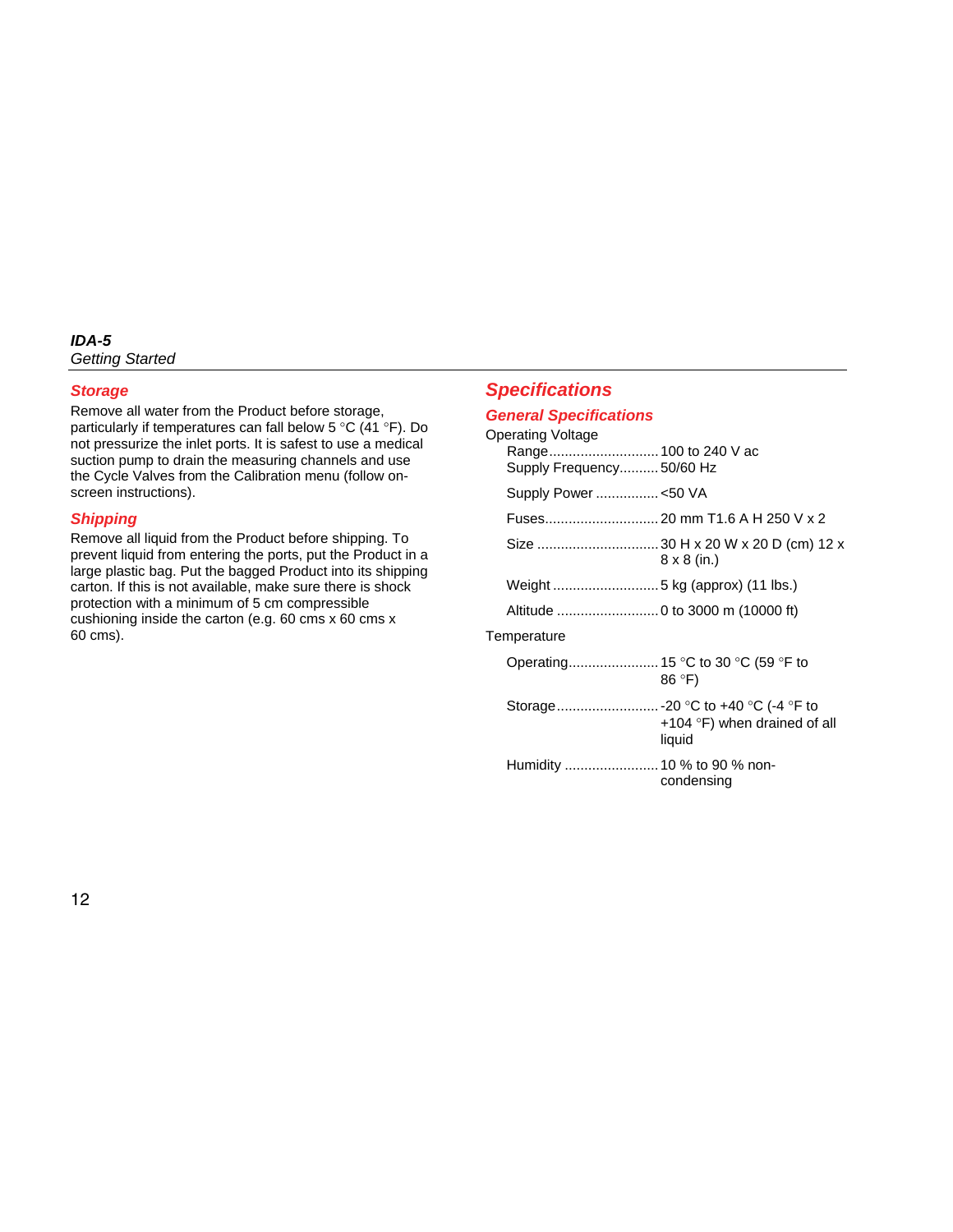## Storage

Remove all water from the Product before storage, particularly if temperatures can fall below 5 °C (41 °F). Do not pressurize the inlet ports. It is safest to use a medical suction pump to drain the measuring channels and use the Cycle Valves from the Calibration menu (follow on-screen instructions).

## Shipping

Remove all liquid from the Product before shipping. To prevent liquid from entering the ports, put the Product in a large plastic bag. Put the bagged Product into its shipping carton. If this is not available, make sure there is shock protection with a minimum of 5 cm compressible cushioning inside the carton (e.g. 60 cms x 60 cms x 60 cms).

# Specifications

## General Specifications

Operating Voltage

Range............................100 to 240 V ac
Supply Frequency..........50/60 Hz

Supply Power ................<50 VA

Fuses.............................20 mm T1.6 A H 250 V x 2

Size ...............................30 H x 20 W x 20 D (cm) 12 x 8 x 8 (in.)

Weight ...........................5 kg (approx) (11 lbs.)

Altitude ..........................0 to 3000 m (10000 ft)

Temperature

Operating.......................15 °C to 30 °C (59 °F to 86 °F)

Storage..........................-20 °C to +40 °C (-4 °F to +104 °F) when drained of all liquid

Humidity ........................10 % to 90 % non-condensing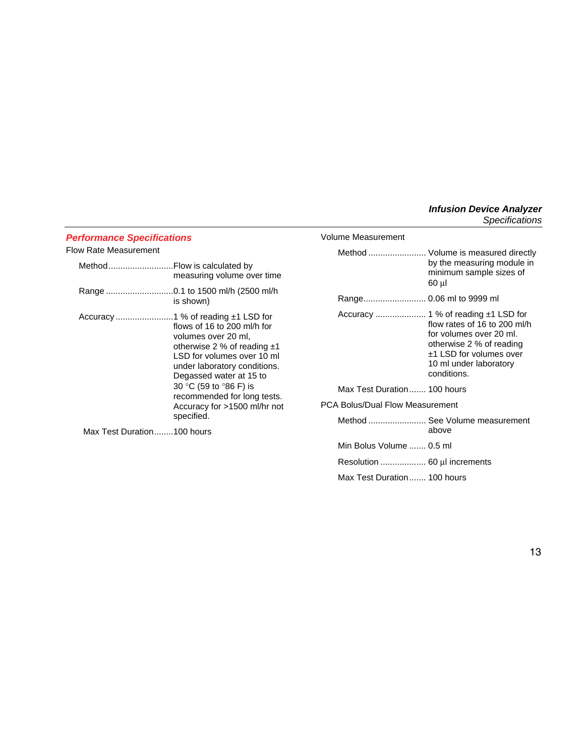## Performance Specifications

Flow Rate Measurement

| | |
|---|---|
| Method | Flow is calculated by measuring volume over time |
| Range | 0.1 to 1500 ml/h (2500 ml/h is shown) |
| Accuracy | 1 % of reading ±1 LSD for flows of 16 to 200 ml/h for volumes over 20 ml, otherwise 2 % of reading ±1 LSD for volumes over 10 ml under laboratory conditions. Degassed water at 15 to 30 °C (59 to °86 F) is recommended for long tests. Accuracy for >1500 ml/hr not specified. |
| Max Test Duration | 100 hours |

Volume Measurement

| | |
|---|---|
| Method | Volume is measured directly by the measuring module in minimum sample sizes of 60 µl |
| Range | 0.06 ml to 9999 ml |
| Accuracy | 1 % of reading ±1 LSD for flow rates of 16 to 200 ml/h for volumes over 20 ml. otherwise 2 % of reading ±1 LSD for volumes over 10 ml under laboratory conditions. |
| Max Test Duration | 100 hours |

PCA Bolus/Dual Flow Measurement

| | |
|---|---|
| Method | See Volume measurement above |
| Min Bolus Volume | 0.5 ml |
| Resolution | 60 µl increments |
| Max Test Duration | 100 hours |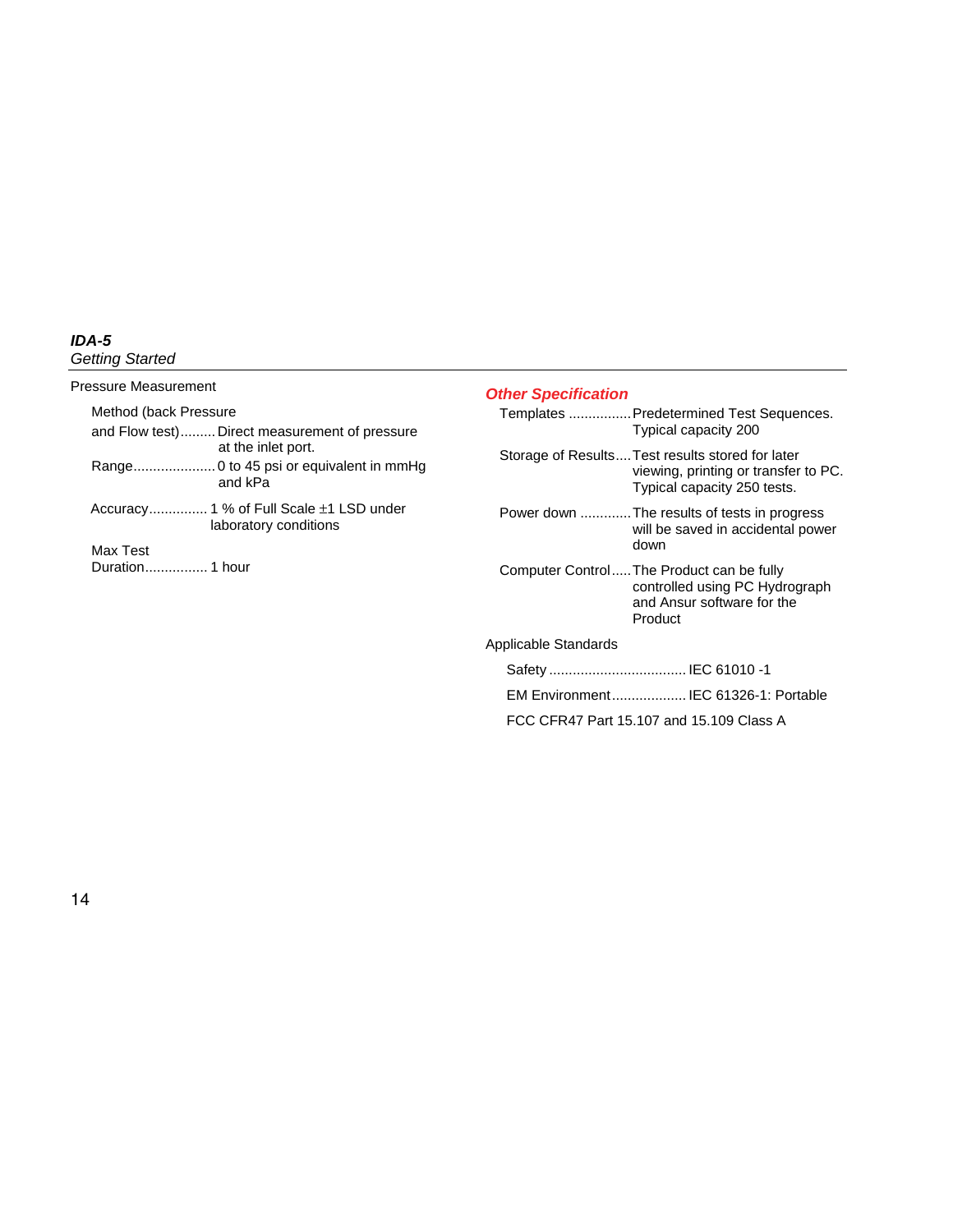Pressure Measurement

Method (back Pressure and Flow test)......... Direct measurement of pressure at the inlet port.

Range..................... 0 to 45 psi or equivalent in mmHg and kPa

Accuracy.............. 1 % of Full Scale ±1 LSD under laboratory conditions

Max Test Duration................ 1 hour

## Other Specification

Templates ................ Predetermined Test Sequences. Typical capacity 200

Storage of Results.... Test results stored for later viewing, printing or transfer to PC. Typical capacity 250 tests.

Power down ............ The results of tests in progress will be saved in accidental power down

Computer Control..... The Product can be fully controlled using PC Hydrograph and Ansur software for the Product

Applicable Standards

Safety ................................... IEC 61010 -1

EM Environment.................. IEC 61326-1: Portable

FCC CFR47 Part 15.107 and 15.109 Class A